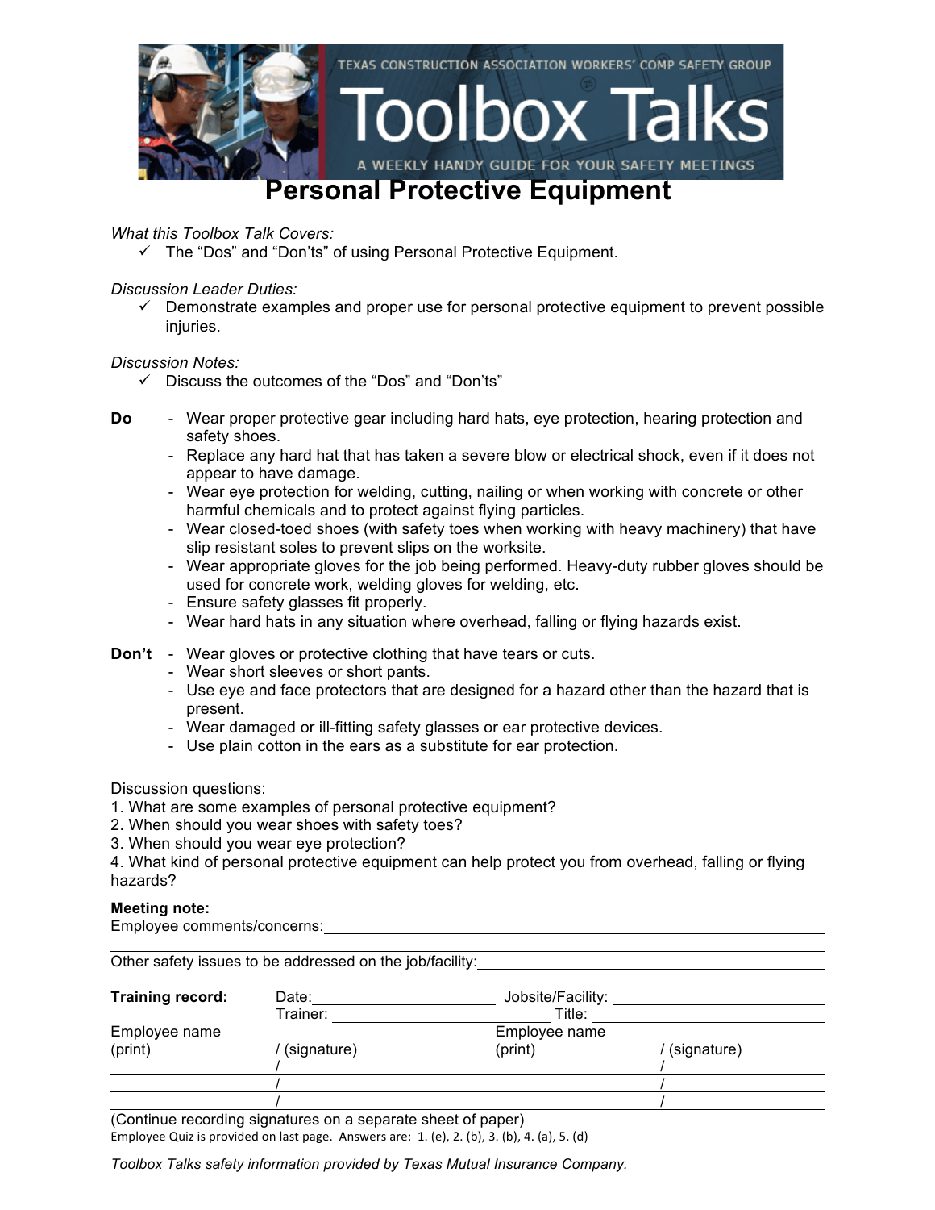TEXAS CONSTRUCTION ASSOCIATION WORKERS' COMP SAFETY GROUP

# Toolbox Talks

A WEEKLY HANDY GUIDE FOR YOUR SAFETY MEETINGS

## Personal Protective Equipment

*What this Toolbox Talk Covers:*

- ✓ The "Dos" and "Don'ts" of using Personal Protective Equipment.

*Discussion Leader Duties:*

- ✓ Demonstrate examples and proper use for personal protective equipment to prevent possible injuries.

*Discussion Notes:*

- ✓ Discuss the outcomes of the "Dos" and "Don'ts"

**Do**

- Wear proper protective gear including hard hats, eye protection, hearing protection and safety shoes.
- Replace any hard hat that has taken a severe blow or electrical shock, even if it does not appear to have damage.
- Wear eye protection for welding, cutting, nailing or when working with concrete or other harmful chemicals and to protect against flying particles.
- Wear closed-toed shoes (with safety toes when working with heavy machinery) that have slip resistant soles to prevent slips on the worksite.
- Wear appropriate gloves for the job being performed. Heavy-duty rubber gloves should be used for concrete work, welding gloves for welding, etc.
- Ensure safety glasses fit properly.
- Wear hard hats in any situation where overhead, falling or flying hazards exist.

**Don't**

- Wear gloves or protective clothing that have tears or cuts.
- Wear short sleeves or short pants.
- Use eye and face protectors that are designed for a hazard other than the hazard that is present.
- Wear damaged or ill-fitting safety glasses or ear protective devices.
- Use plain cotton in the ears as a substitute for ear protection.

Discussion questions:

1. What are some examples of personal protective equipment?
2. When should you wear shoes with safety toes?
3. When should you wear eye protection?
4. What kind of personal protective equipment can help protect you from overhead, falling or flying hazards?

**Meeting note:**

Employee comments/concerns: ______________________________

Other safety issues to be addressed on the job/facility: ______________________________

| **Training record:** | Date: ________ | Jobsite/Facility: ________ | |
|---|---|---|---|
| | Trainer: ________ | Title: ________ | |
| Employee name (print) | / (signature) | Employee name (print) | / (signature) |
| | / | | / |
| | / | | / |
| | / | | / |

(Continue recording signatures on a separate sheet of paper)

Employee Quiz is provided on last page. Answers are: 1. (e), 2. (b), 3. (b), 4. (a), 5. (d)

*Toolbox Talks safety information provided by Texas Mutual Insurance Company.*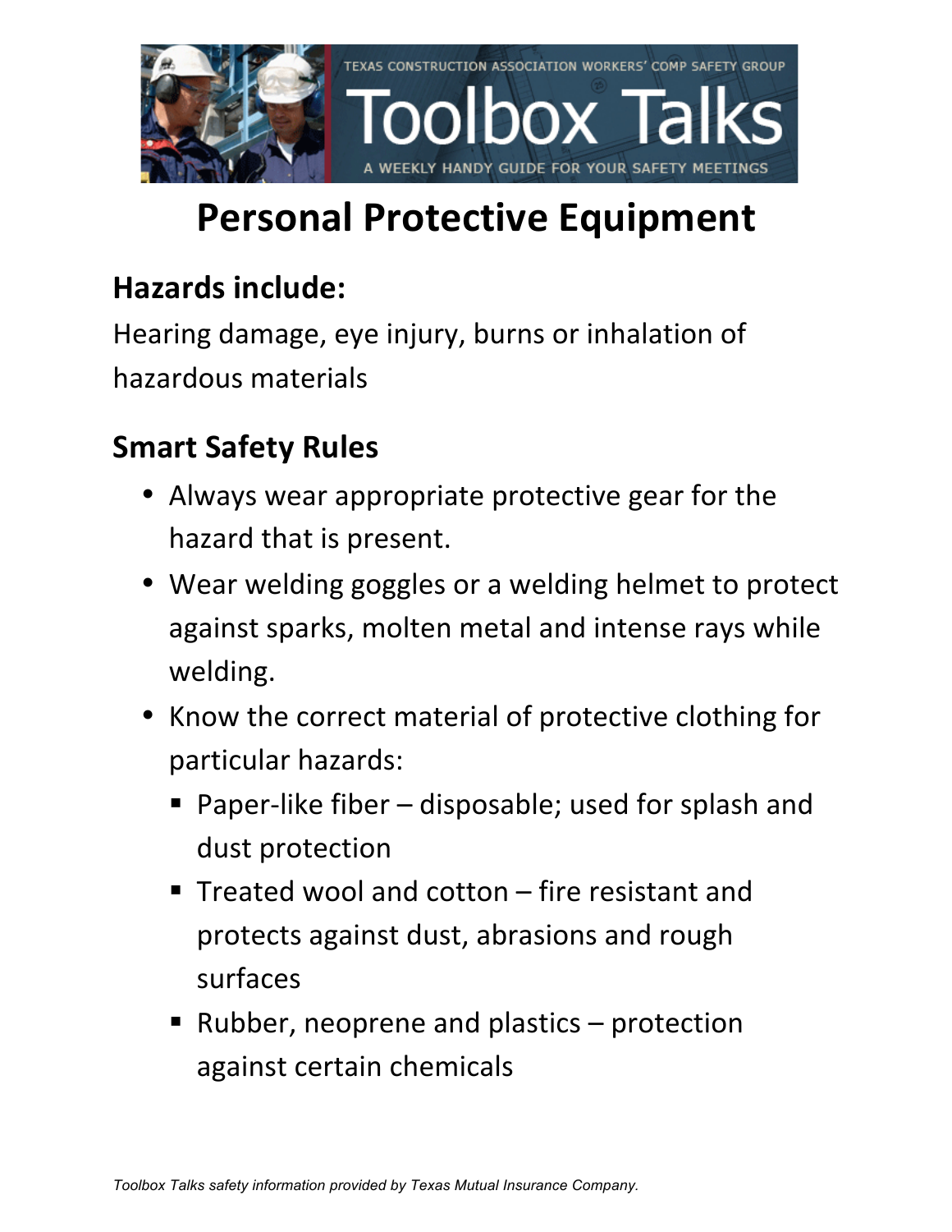# Personal Protective Equipment

## Hazards include:

Hearing damage, eye injury, burns or inhalation of hazardous materials

## Smart Safety Rules

- Always wear appropriate protective gear for the hazard that is present.
- Wear welding goggles or a welding helmet to protect against sparks, molten metal and intense rays while welding.
- Know the correct material of protective clothing for particular hazards:
  - Paper-like fiber – disposable; used for splash and dust protection
  - Treated wool and cotton – fire resistant and protects against dust, abrasions and rough surfaces
  - Rubber, neoprene and plastics – protection against certain chemicals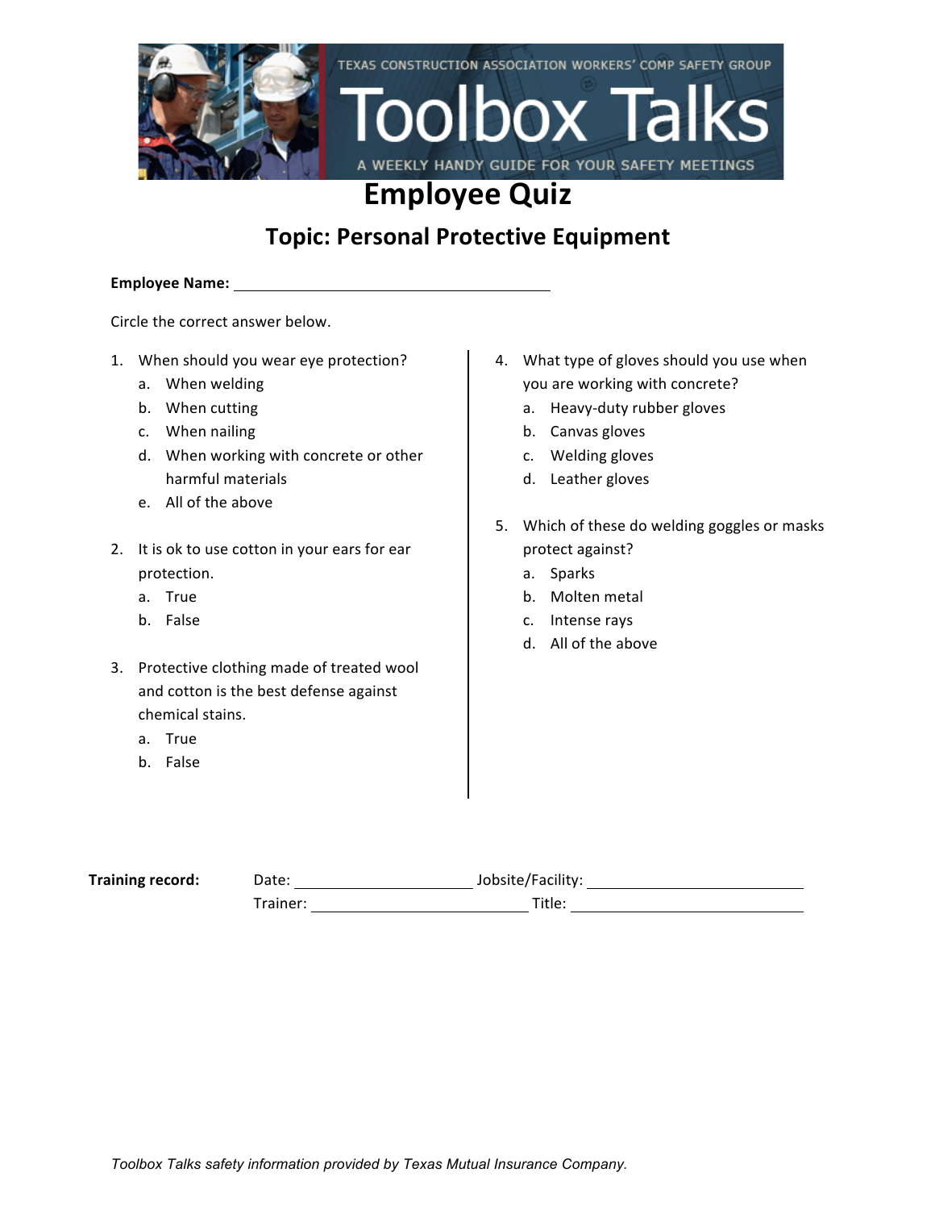TEXAS CONSTRUCTION ASSOCIATION WORKERS' COMP SAFETY GROUP

# Toolbox Talks

A WEEKLY HANDY GUIDE FOR YOUR SAFETY MEETINGS

# Employee Quiz

## Topic: Personal Protective Equipment

**Employee Name:** ____________________________

Circle the correct answer below.

1. When should you wear eye protection?
   a. When welding
   b. When cutting
   c. When nailing
   d. When working with concrete or other harmful materials
   e. All of the above

2. It is ok to use cotton in your ears for ear protection.
   a. True
   b. False

3. Protective clothing made of treated wool and cotton is the best defense against chemical stains.
   a. True
   b. False

4. What type of gloves should you use when you are working with concrete?
   a. Heavy-duty rubber gloves
   b. Canvas gloves
   c. Welding gloves
   d. Leather gloves

5. Which of these do welding goggles or masks protect against?
   a. Sparks
   b. Molten metal
   c. Intense rays
   d. All of the above

**Training record:** Date: ______________ Jobsite/Facility: ______________

Trainer: ______________ Title: ______________

*Toolbox Talks safety information provided by Texas Mutual Insurance Company.*